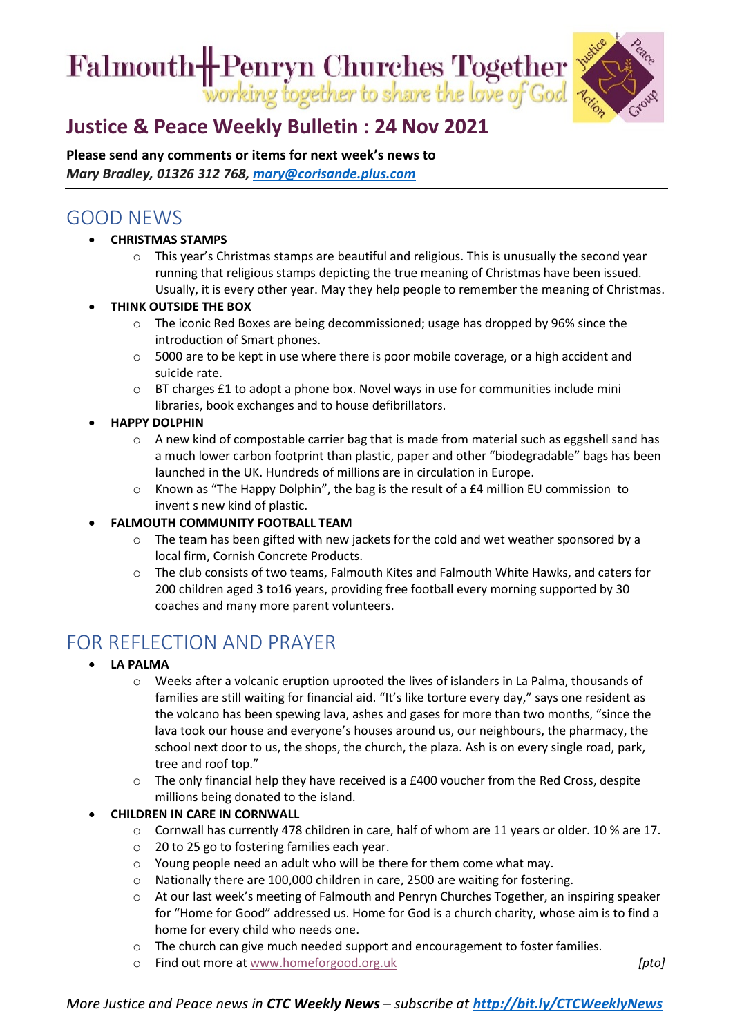# Falmouth Penryn Churches Together

*working together to share the love of God*

## Justice & Peace Weekly Bulletin : 24 Nov 2021

**Please send any comments or items for next week's news to**
***Mary Bradley, 01326 312 768, [mary@corisande.plus.com](mailto:mary@corisande.plus.com)***

## GOOD NEWS

- **CHRISTMAS STAMPS**
  - This year's Christmas stamps are beautiful and religious. This is unusually the second year running that religious stamps depicting the true meaning of Christmas have been issued. Usually, it is every other year. May they help people to remember the meaning of Christmas.
- **THINK OUTSIDE THE BOX**
  - The iconic Red Boxes are being decommissioned; usage has dropped by 96% since the introduction of Smart phones.
  - 5000 are to be kept in use where there is poor mobile coverage, or a high accident and suicide rate.
  - BT charges £1 to adopt a phone box. Novel ways in use for communities include mini libraries, book exchanges and to house defibrillators.
- **HAPPY DOLPHIN**
  - A new kind of compostable carrier bag that is made from material such as eggshell sand has a much lower carbon footprint than plastic, paper and other "biodegradable" bags has been launched in the UK. Hundreds of millions are in circulation in Europe.
  - Known as "The Happy Dolphin", the bag is the result of a £4 million EU commission to invent s new kind of plastic.
- **FALMOUTH COMMUNITY FOOTBALL TEAM**
  - The team has been gifted with new jackets for the cold and wet weather sponsored by a local firm, Cornish Concrete Products.
  - The club consists of two teams, Falmouth Kites and Falmouth White Hawks, and caters for 200 children aged 3 to16 years, providing free football every morning supported by 30 coaches and many more parent volunteers.

## FOR REFLECTION AND PRAYER

- **LA PALMA**
  - Weeks after a volcanic eruption uprooted the lives of islanders in La Palma, thousands of families are still waiting for financial aid. "It's like torture every day," says one resident as the volcano has been spewing lava, ashes and gases for more than two months, "since the lava took our house and everyone's houses around us, our neighbours, the pharmacy, the school next door to us, the shops, the church, the plaza. Ash is on every single road, park, tree and roof top."
  - The only financial help they have received is a £400 voucher from the Red Cross, despite millions being donated to the island.
- **CHILDREN IN CARE IN CORNWALL**
  - Cornwall has currently 478 children in care, half of whom are 11 years or older. 10 % are 17.
  - 20 to 25 go to fostering families each year.
  - Young people need an adult who will be there for them come what may.
  - Nationally there are 100,000 children in care, 2500 are waiting for fostering.
  - At our last week's meeting of Falmouth and Penryn Churches Together, an inspiring speaker for "Home for Good" addressed us. Home for God is a church charity, whose aim is to find a home for every child who needs one.
  - The church can give much needed support and encouragement to foster families.
  - Find out more at [www.homeforgood.org.uk](http://www.homeforgood.org.uk)

*[pto]*

*More Justice and Peace news in **CTC Weekly News** – subscribe at **[http://bit.ly/CTCWeeklyNews](http://bit.ly/CTCWeeklyNews)***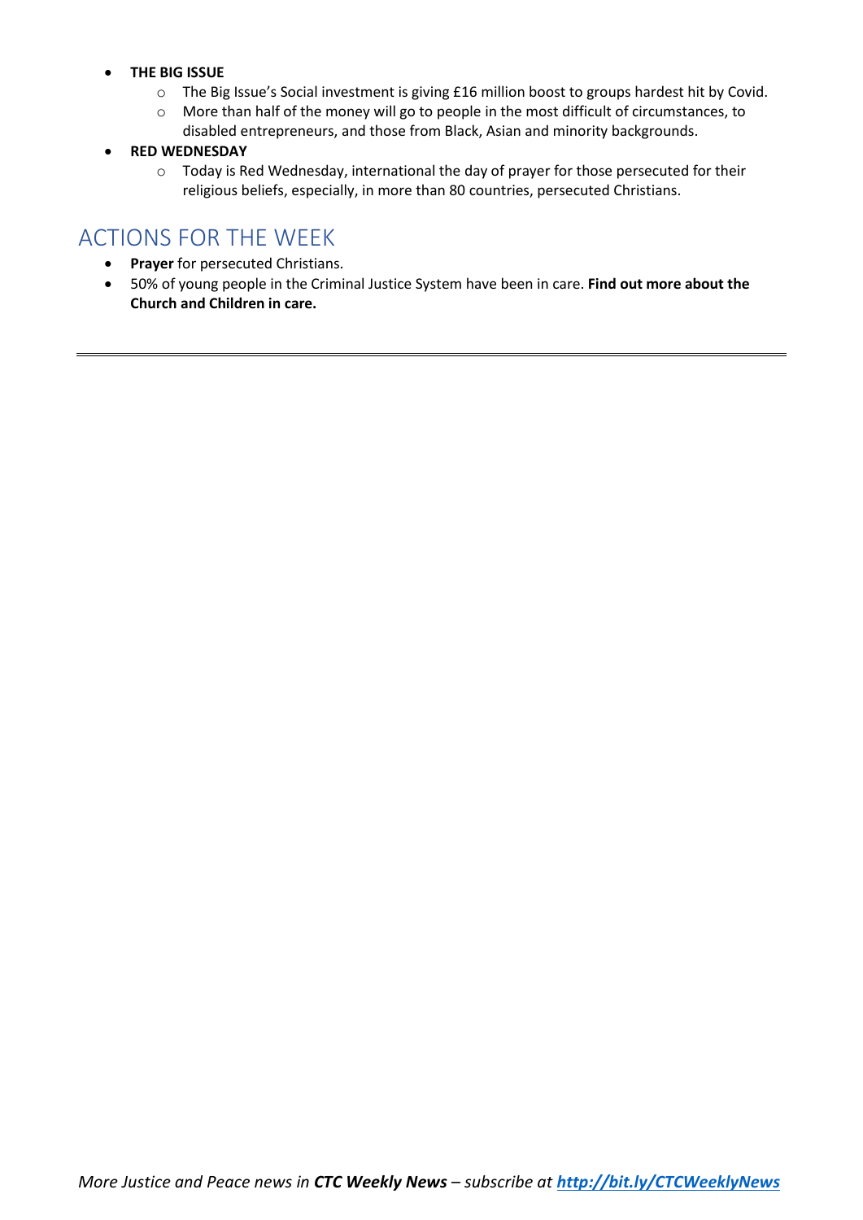- **THE BIG ISSUE**
  - The Big Issue's Social investment is giving £16 million boost to groups hardest hit by Covid.
  - More than half of the money will go to people in the most difficult of circumstances, to disabled entrepreneurs, and those from Black, Asian and minority backgrounds.
- **RED WEDNESDAY**
  - Today is Red Wednesday, international the day of prayer for those persecuted for their religious beliefs, especially, in more than 80 countries, persecuted Christians.

## ACTIONS FOR THE WEEK

- **Prayer** for persecuted Christians.
- 50% of young people in the Criminal Justice System have been in care. **Find out more about the Church and Children in care.**

---

*More Justice and Peace news in **CTC Weekly News** – subscribe at **http://bit.ly/CTCWeeklyNews***